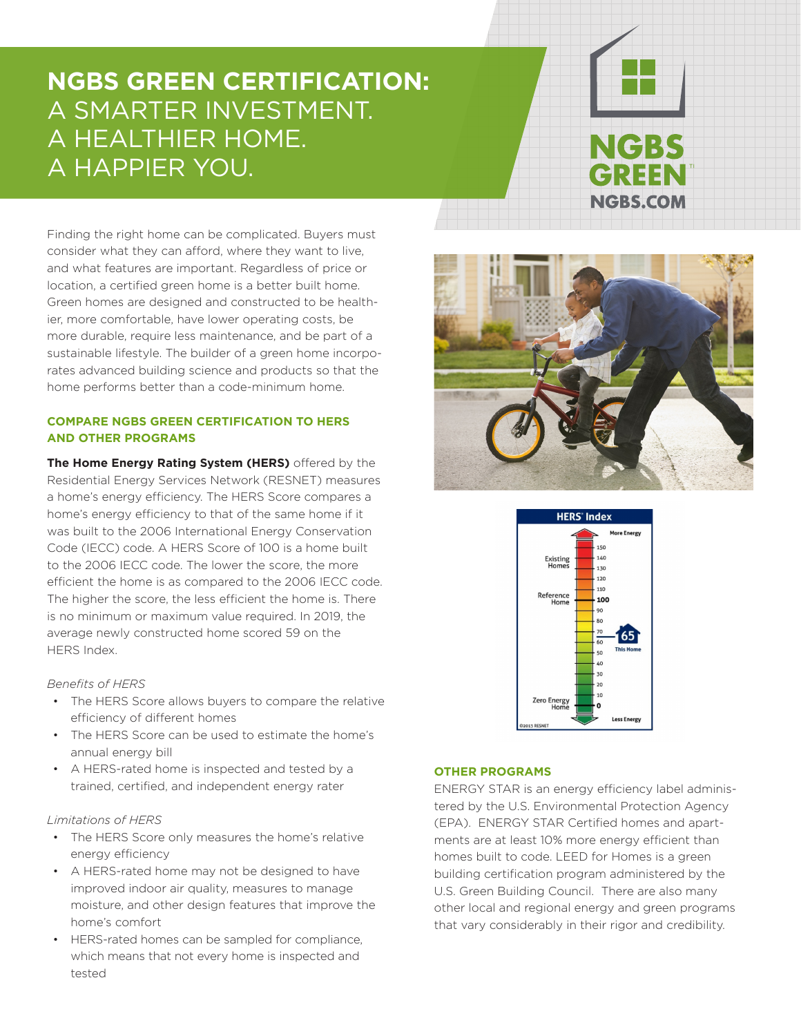# NGBS GREEN CERTIFICATION: A SMARTER INVESTMENT. A HEALTHIER HOME. A HAPPIER YOU.

Finding the right home can be complicated. Buyers must consider what they can afford, where they want to live, and what features are important. Regardless of price or location, a certified green home is a better built home. Green homes are designed and constructed to be healthier, more comfortable, have lower operating costs, be more durable, require less maintenance, and be part of a sustainable lifestyle. The builder of a green home incorporates advanced building science and products so that the home performs better than a code-minimum home.

## COMPARE NGBS GREEN CERTIFICATION TO HERS AND OTHER PROGRAMS

**The Home Energy Rating System (HERS)** offered by the Residential Energy Services Network (RESNET) measures a home's energy efficiency. The HERS Score compares a home's energy efficiency to that of the same home if it was built to the 2006 International Energy Conservation Code (IECC) code. A HERS Score of 100 is a home built to the 2006 IECC code. The lower the score, the more efficient the home is as compared to the 2006 IECC code. The higher the score, the less efficient the home is. There is no minimum or maximum value required. In 2019, the average newly constructed home scored 59 on the HERS Index.

*Benefits of HERS*

- The HERS Score allows buyers to compare the relative efficiency of different homes
- The HERS Score can be used to estimate the home's annual energy bill
- A HERS-rated home is inspected and tested by a trained, certified, and independent energy rater

*Limitations of HERS*

- The HERS Score only measures the home's relative energy efficiency
- A HERS-rated home may not be designed to have improved indoor air quality, measures to manage moisture, and other design features that improve the home's comfort
- HERS-rated homes can be sampled for compliance, which means that not every home is inspected and tested

## OTHER PROGRAMS

ENERGY STAR is an energy efficiency label administered by the U.S. Environmental Protection Agency (EPA). ENERGY STAR Certified homes and apartments are at least 10% more energy efficient than homes built to code. LEED for Homes is a green building certification program administered by the U.S. Green Building Council. There are also many other local and regional energy and green programs that vary considerably in their rigor and credibility.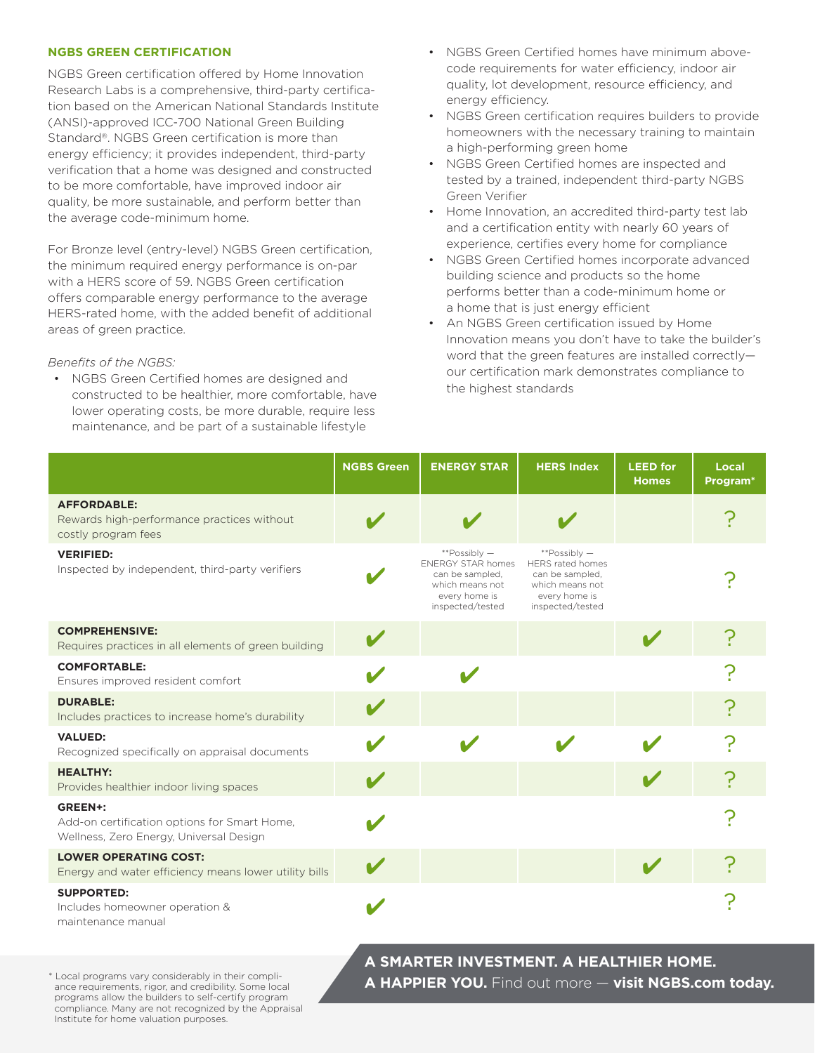## NGBS GREEN CERTIFICATION

NGBS Green certification offered by Home Innovation Research Labs is a comprehensive, third-party certification based on the American National Standards Institute (ANSI)-approved ICC-700 National Green Building Standard®. NGBS Green certification is more than energy efficiency; it provides independent, third-party verification that a home was designed and constructed to be more comfortable, have improved indoor air quality, be more sustainable, and perform better than the average code-minimum home.

For Bronze level (entry-level) NGBS Green certification, the minimum required energy performance is on-par with a HERS score of 59. NGBS Green certification offers comparable energy performance to the average HERS-rated home, with the added benefit of additional areas of green practice.

*Benefits of the NGBS:*

- NGBS Green Certified homes are designed and constructed to be healthier, more comfortable, have lower operating costs, be more durable, require less maintenance, and be part of a sustainable lifestyle
- NGBS Green Certified homes have minimum above-code requirements for water efficiency, indoor air quality, lot development, resource efficiency, and energy efficiency.
- NGBS Green certification requires builders to provide homeowners with the necessary training to maintain a high-performing green home
- NGBS Green Certified homes are inspected and tested by a trained, independent third-party NGBS Green Verifier
- Home Innovation, an accredited third-party test lab and a certification entity with nearly 60 years of experience, certifies every home for compliance
- NGBS Green Certified homes incorporate advanced building science and products so the home performs better than a code-minimum home or a home that is just energy efficient
- An NGBS Green certification issued by Home Innovation means you don't have to take the builder's word that the green features are installed correctly—our certification mark demonstrates compliance to the highest standards

| | NGBS Green | ENERGY STAR | HERS Index | LEED for Homes | Local Program* |
|---|---|---|---|---|---|
| **AFFORDABLE:** Rewards high-performance practices without costly program fees | ✔ | ✔ | ✔ | | ? |
| **VERIFIED:** Inspected by independent, third-party verifiers | ✔ | **Possibly — ENERGY STAR homes can be sampled, which means not every home is inspected/tested | **Possibly — HERS rated homes can be sampled, which means not every home is inspected/tested | | ? |
| **COMPREHENSIVE:** Requires practices in all elements of green building | ✔ | | | ✔ | ? |
| **COMFORTABLE:** Ensures improved resident comfort | ✔ | ✔ | | | ? |
| **DURABLE:** Includes practices to increase home's durability | ✔ | | | | ? |
| **VALUED:** Recognized specifically on appraisal documents | ✔ | ✔ | ✔ | ✔ | ? |
| **HEALTHY:** Provides healthier indoor living spaces | ✔ | | | ✔ | ? |
| **GREEN+:** Add-on certification options for Smart Home, Wellness, Zero Energy, Universal Design | ✔ | | | | ? |
| **LOWER OPERATING COST:** Energy and water efficiency means lower utility bills | ✔ | | | ✔ | ? |
| **SUPPORTED:** Includes homeowner operation & maintenance manual | ✔ | | | | ? |

\* Local programs vary considerably in their compliance requirements, rigor, and credibility. Some local programs allow the builders to self-certify program compliance. Many are not recognized by the Appraisal Institute for home valuation purposes.

**A SMARTER INVESTMENT. A HEALTHIER HOME. A HAPPIER YOU.** Find out more — **visit NGBS.com today.**